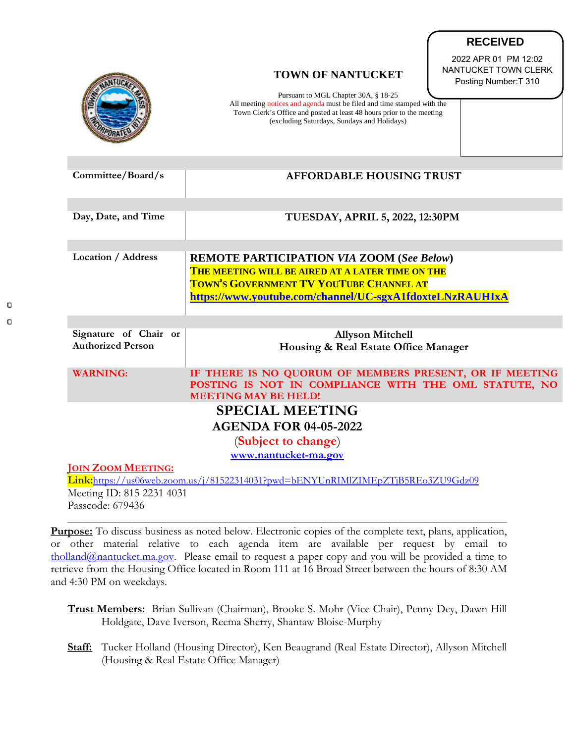**RECEIVED**
2022 APR 01 PM 12:02
NANTUCKET TOWN CLERK
Posting Number:T 310

# TOWN OF NANTUCKET

Pursuant to MGL Chapter 30A, § 18-25
All meeting notices and agenda must be filed and time stamped with the Town Clerk's Office and posted at least 48 hours prior to the meeting (excluding Saturdays, Sundays and Holidays)

| | |
|---|---|
| Committee/Board/s | **AFFORDABLE HOUSING TRUST** |
| Day, Date, and Time | **TUESDAY, APRIL 5, 2022, 12:30PM** |
| Location / Address | **REMOTE PARTICIPATION *VIA* ZOOM (*See Below*)** **THE MEETING WILL BE AIRED AT A LATER TIME ON THE TOWN'S GOVERNMENT TV YOUTUBE CHANNEL AT https://www.youtube.com/channel/UC-sgxA1fdoxteLNzRAUHIxA** |
| Signature of Chair or Authorized Person | **Allyson Mitchell** **Housing & Real Estate Office Manager** |
| **WARNING:** | **IF THERE IS NO QUORUM OF MEMBERS PRESENT, OR IF MEETING POSTING IS NOT IN COMPLIANCE WITH THE OML STATUTE, NO MEETING MAY BE HELD!** |

## SPECIAL MEETING
## AGENDA FOR 04-05-2022
(Subject to change)
www.nantucket-ma.gov

**JOIN ZOOM MEETING:**
**Link:**https://us06web.zoom.us/j/81522314031?pwd=bENYUnRIMlZIMEpZTjB5REo3ZU9Gdz09
Meeting ID: 815 2231 4031
Passcode: 679436

---

**Purpose:** To discuss business as noted below. Electronic copies of the complete text, plans, application, or other material relative to each agenda item are available per request by email to tholland@nantucket.ma.gov. Please email to request a paper copy and you will be provided a time to retrieve from the Housing Office located in Room 111 at 16 Broad Street between the hours of 8:30 AM and 4:30 PM on weekdays.

**Trust Members:** Brian Sullivan (Chairman), Brooke S. Mohr (Vice Chair), Penny Dey, Dawn Hill Holdgate, Dave Iverson, Reema Sherry, Shantaw Bloise-Murphy

**Staff:** Tucker Holland (Housing Director), Ken Beaugrand (Real Estate Director), Allyson Mitchell (Housing & Real Estate Office Manager)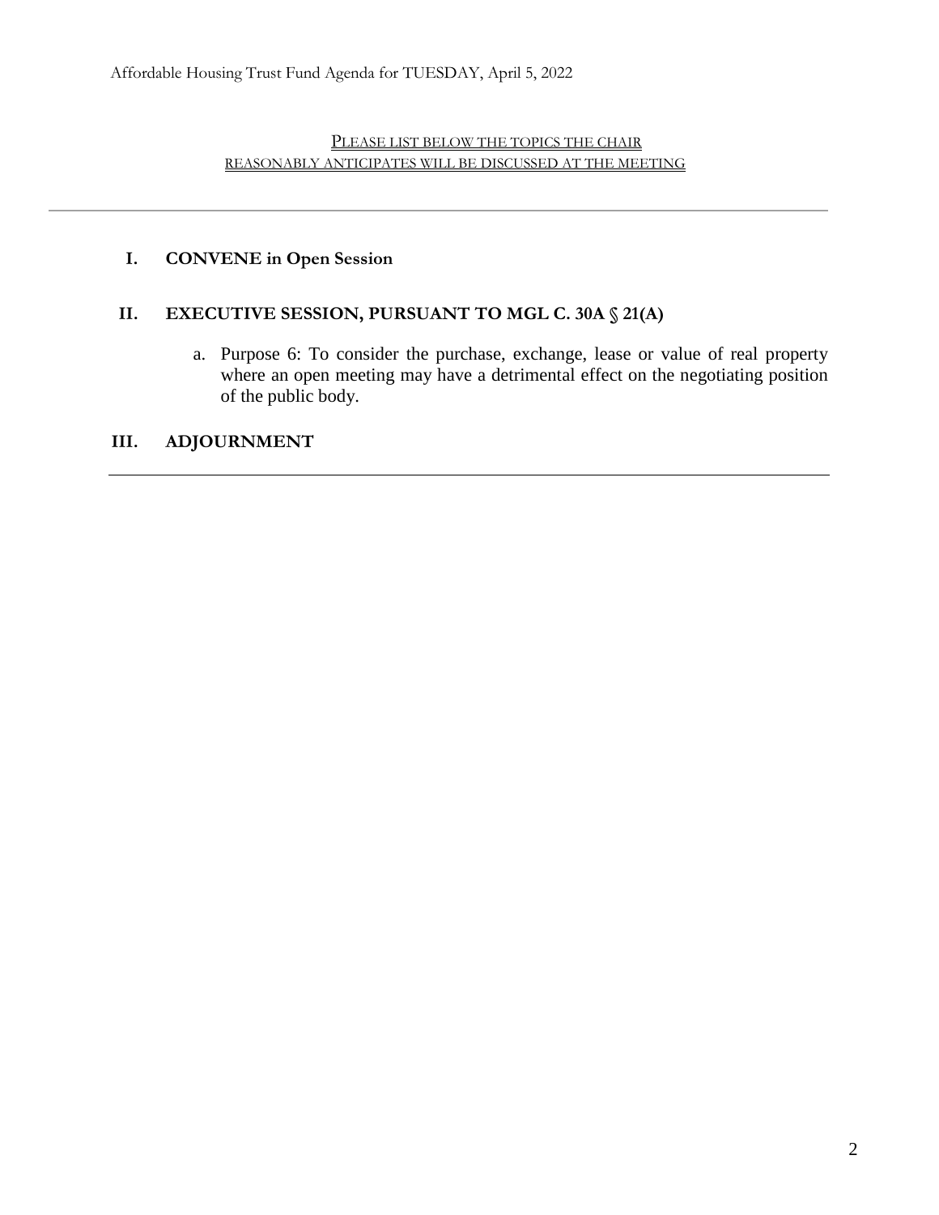PLEASE LIST BELOW THE TOPICS THE CHAIR REASONABLY ANTICIPATES WILL BE DISCUSSED AT THE MEETING

---

**I. CONVENE in Open Session**

**II. EXECUTIVE SESSION, PURSUANT TO MGL C. 30A § 21(A)**

a. Purpose 6: To consider the purchase, exchange, lease or value of real property where an open meeting may have a detrimental effect on the negotiating position of the public body.

**III. ADJOURNMENT**

---